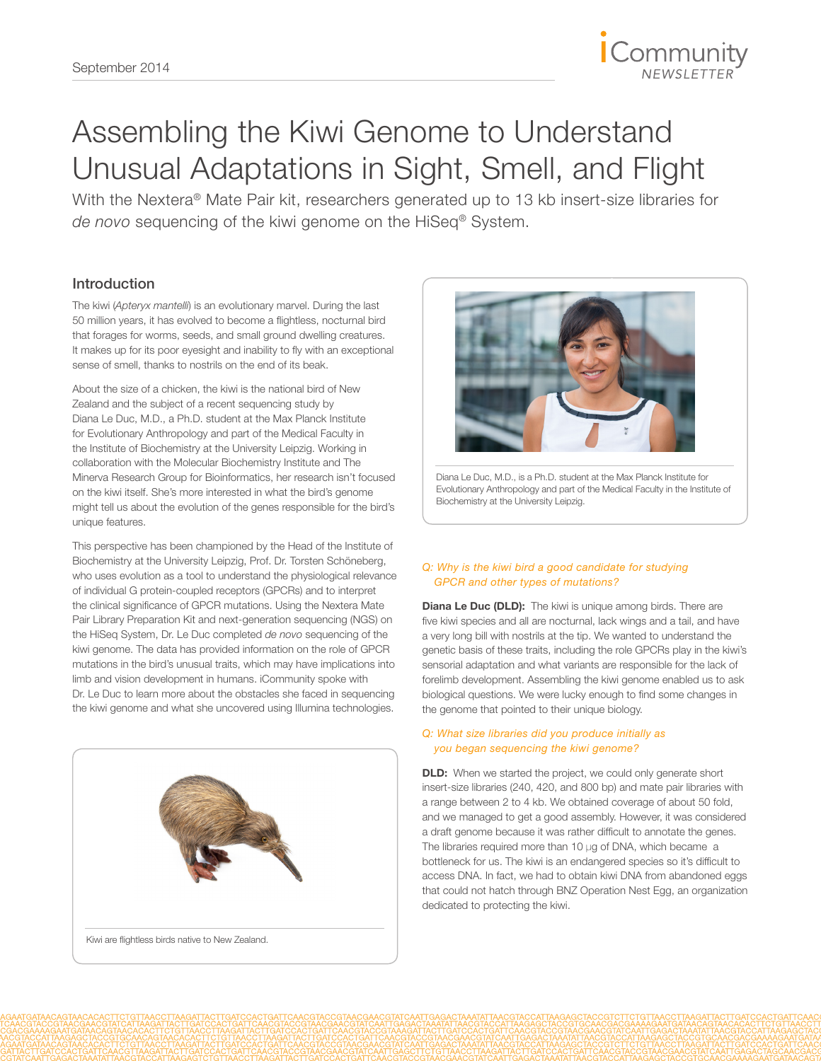# Assembling the Kiwi Genome to Understand Unusual Adaptations in Sight, Smell, and Flight

With the Nextera® Mate Pair kit, researchers generated up to 13 kb insert-size libraries for *de novo* sequencing of the kiwi genome on the HiSeq® System.

## Introduction

The kiwi (*Apteryx mantelli*) is an evolutionary marvel. During the last 50 million years, it has evolved to become a flightless, nocturnal bird that forages for worms, seeds, and small ground dwelling creatures. It makes up for its poor eyesight and inability to fly with an exceptional sense of smell, thanks to nostrils on the end of its beak.

About the size of a chicken, the kiwi is the national bird of New Zealand and the subject of a recent sequencing study by Diana Le Duc, M.D., a Ph.D. student at the Max Planck Institute for Evolutionary Anthropology and part of the Medical Faculty in the Institute of Biochemistry at the University Leipzig. Working in collaboration with the Molecular Biochemistry Institute and The Minerva Research Group for Bioinformatics, her research isn't focused on the kiwi itself. She's more interested in what the bird's genome might tell us about the evolution of the genes responsible for the bird's unique features.

This perspective has been championed by the Head of the Institute of Biochemistry at the University Leipzig, Prof. Dr. Torsten Schöneberg, who uses evolution as a tool to understand the physiological relevance of individual G protein-coupled receptors (GPCRs) and to interpret the clinical significance of GPCR mutations. Using the Nextera Mate Pair Library Preparation Kit and next-generation sequencing (NGS) on the HiSeq System, Dr. Le Duc completed *de novo* sequencing of the kiwi genome. The data has provided information on the role of GPCR mutations in the bird's unusual traits, which may have implications into limb and vision development in humans. iCommunity spoke with Dr. Le Duc to learn more about the obstacles she faced in sequencing the kiwi genome and what she uncovered using Illumina technologies.

Kiwi are flightless birds native to New Zealand.

Diana Le Duc, M.D., is a Ph.D. student at the Max Planck Institute for Evolutionary Anthropology and part of the Medical Faculty in the Institute of Biochemistry at the University Leipzig.

*Q: Why is the kiwi bird a good candidate for studying GPCR and other types of mutations?*

**Diana Le Duc (DLD):** The kiwi is unique among birds. There are five kiwi species and all are nocturnal, lack wings and a tail, and have a very long bill with nostrils at the tip. We wanted to understand the genetic basis of these traits, including the role GPCRs play in the kiwi's sensorial adaptation and what variants are responsible for the lack of forelimb development. Assembling the kiwi genome enabled us to ask biological questions. We were lucky enough to find some changes in the genome that pointed to their unique biology.

*Q: What size libraries did you produce initially as you began sequencing the kiwi genome?*

**DLD:** When we started the project, we could only generate short insert-size libraries (240, 420, and 800 bp) and mate pair libraries with a range between 2 to 4 kb. We obtained coverage of about 50 fold, and we managed to get a good assembly. However, it was considered a draft genome because it was rather difficult to annotate the genes. The libraries required more than 10 µg of DNA, which became a bottleneck for us. The kiwi is an endangered species so it's difficult to access DNA. In fact, we had to obtain kiwi DNA from abandoned eggs that could not hatch through BNZ Operation Nest Egg, an organization dedicated to protecting the kiwi.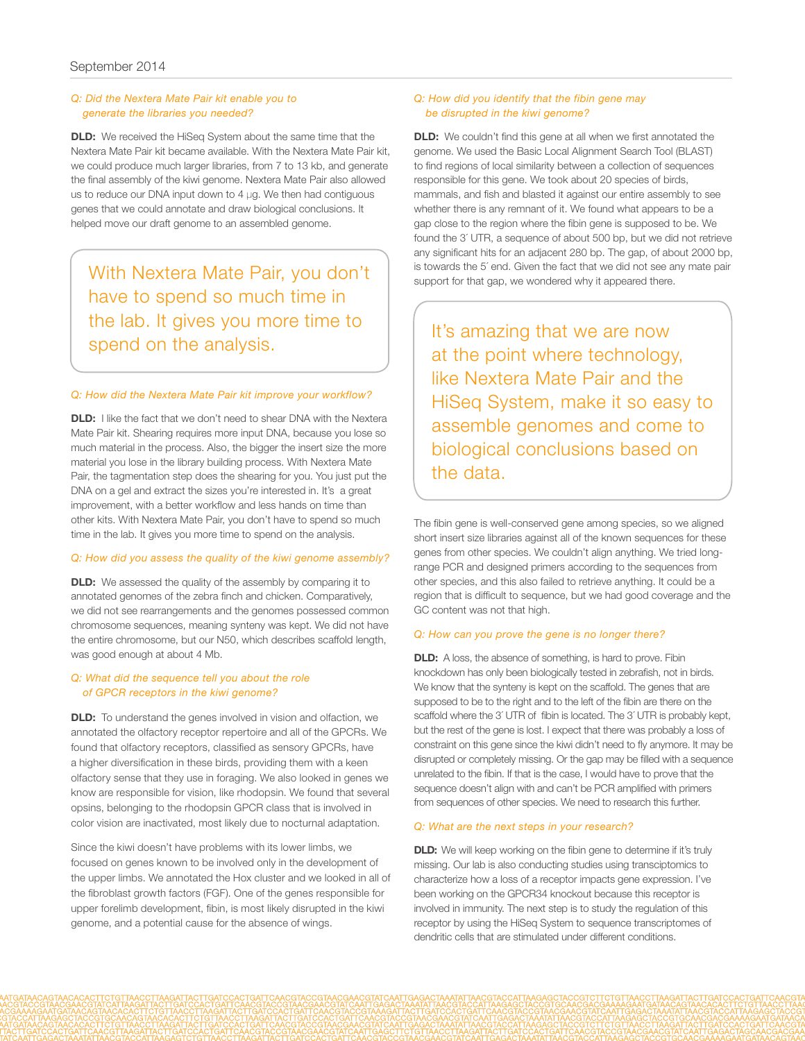### Q: Did the Nextera Mate Pair kit enable you to generate the libraries you needed?

**DLD:** We received the HiSeq System about the same time that the Nextera Mate Pair kit became available. With the Nextera Mate Pair kit, we could produce much larger libraries, from 7 to 13 kb, and generate the final assembly of the kiwi genome. Nextera Mate Pair also allowed us to reduce our DNA input down to 4 µg. We then had contiguous genes that we could annotate and draw biological conclusions. It helped move our draft genome to an assembled genome.

> With Nextera Mate Pair, you don't have to spend so much time in the lab. It gives you more time to spend on the analysis.

### Q: How did the Nextera Mate Pair kit improve your workflow?

**DLD:** I like the fact that we don't need to shear DNA with the Nextera Mate Pair kit. Shearing requires more input DNA, because you lose so much material in the process. Also, the bigger the insert size the more material you lose in the library building process. With Nextera Mate Pair, the tagmentation step does the shearing for you. You just put the DNA on a gel and extract the sizes you're interested in. It's a great improvement, with a better workflow and less hands on time than other kits. With Nextera Mate Pair, you don't have to spend so much time in the lab. It gives you more time to spend on the analysis.

### Q: How did you assess the quality of the kiwi genome assembly?

**DLD:** We assessed the quality of the assembly by comparing it to annotated genomes of the zebra finch and chicken. Comparatively, we did not see rearrangements and the genomes possessed common chromosome sequences, meaning synteny was kept. We did not have the entire chromosome, but our N50, which describes scaffold length, was good enough at about 4 Mb.

### Q: What did the sequence tell you about the role of GPCR receptors in the kiwi genome?

**DLD:** To understand the genes involved in vision and olfaction, we annotated the olfactory receptor repertoire and all of the GPCRs. We found that olfactory receptors, classified as sensory GPCRs, have a higher diversification in these birds, providing them with a keen olfactory sense that they use in foraging. We also looked in genes we know are responsible for vision, like rhodopsin. We found that several opsins, belonging to the rhodopsin GPCR class that is involved in color vision are inactivated, most likely due to nocturnal adaptation.

Since the kiwi doesn't have problems with its lower limbs, we focused on genes known to be involved only in the development of the upper limbs. We annotated the Hox cluster and we looked in all of the fibroblast growth factors (FGF). One of the genes responsible for upper forelimb development, fibin, is most likely disrupted in the kiwi genome, and a potential cause for the absence of wings.

### Q: How did you identify that the fibin gene may be disrupted in the kiwi genome?

**DLD:** We couldn't find this gene at all when we first annotated the genome. We used the Basic Local Alignment Search Tool (BLAST) to find regions of local similarity between a collection of sequences responsible for this gene. We took about 20 species of birds, mammals, and fish and blasted it against our entire assembly to see whether there is any remnant of it. We found what appears to be a gap close to the region where the fibin gene is supposed to be. We found the 3´ UTR, a sequence of about 500 bp, but we did not retrieve any significant hits for an adjacent 280 bp. The gap, of about 2000 bp, is towards the 5´ end. Given the fact that we did not see any mate pair support for that gap, we wondered why it appeared there.

> It's amazing that we are now at the point where technology, like Nextera Mate Pair and the HiSeq System, make it so easy to assemble genomes and come to biological conclusions based on the data.

The fibin gene is well-conserved gene among species, so we aligned short insert size libraries against all of the known sequences for these genes from other species. We couldn't align anything. We tried long-range PCR and designed primers according to the sequences from other species, and this also failed to retrieve anything. It could be a region that is difficult to sequence, but we had good coverage and the GC content was not that high.

### Q: How can you prove the gene is no longer there?

**DLD:** A loss, the absence of something, is hard to prove. Fibin knockdown has only been biologically tested in zebrafish, not in birds. We know that the synteny is kept on the scaffold. The genes that are supposed to be to the right and to the left of the fibin are there on the scaffold where the 3´ UTR of fibin is located. The 3´ UTR is probably kept, but the rest of the gene is lost. I expect that there was probably a loss of constraint on this gene since the kiwi didn't need to fly anymore. It may be disrupted or completely missing. Or the gap may be filled with a sequence unrelated to the fibin. If that is the case, I would have to prove that the sequence doesn't align with and can't be PCR amplified with primers from sequences of other species. We need to research this further.

### Q: What are the next steps in your research?

**DLD:** We will keep working on the fibin gene to determine if it's truly missing. Our lab is also conducting studies using transciptomics to characterize how a loss of a receptor impacts gene expression. I've been working on the GPCR34 knockout because this receptor is involved in immunity. The next step is to study the regulation of this receptor by using the HiSeq System to sequence transcriptomes of dendritic cells that are stimulated under different conditions.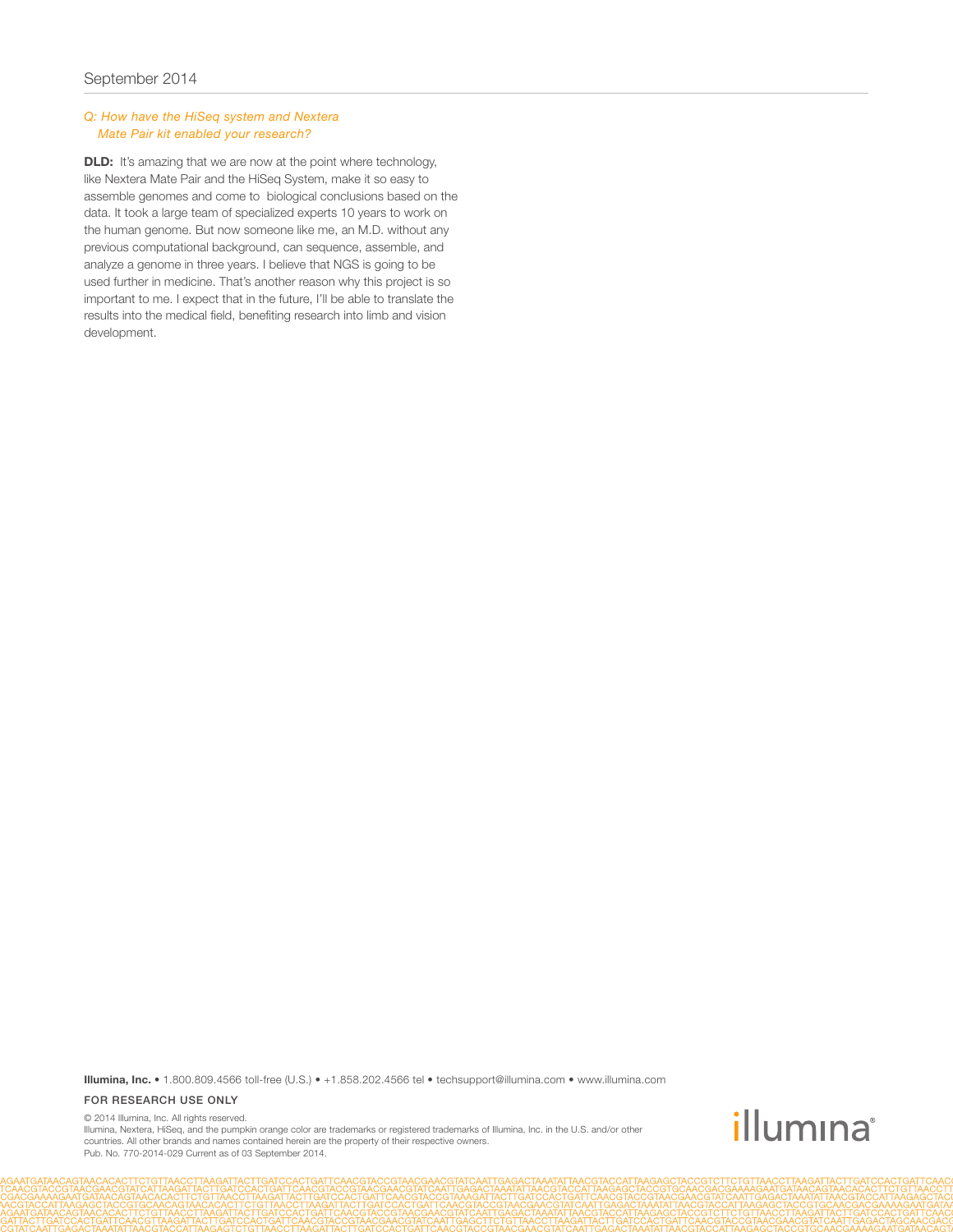*Q: How have the HiSeq system and Nextera Mate Pair kit enabled your research?*

**DLD:** It's amazing that we are now at the point where technology, like Nextera Mate Pair and the HiSeq System, make it so easy to assemble genomes and come to biological conclusions based on the data. It took a large team of specialized experts 10 years to work on the human genome. But now someone like me, an M.D. without any previous computational background, can sequence, assemble, and analyze a genome in three years. I believe that NGS is going to be used further in medicine. That's another reason why this project is so important to me. I expect that in the future, I'll be able to translate the results into the medical field, benefiting research into limb and vision development.

**Illumina, Inc.** • 1.800.809.4566 toll-free (U.S.) • +1.858.202.4566 tel • techsupport@illumina.com • www.illumina.com

FOR RESEARCH USE ONLY

© 2014 Illumina, Inc. All rights reserved.
Illumina, Nextera, HiSeq, and the pumpkin orange color are trademarks or registered trademarks of Illumina, Inc. in the U.S. and/or other countries. All other brands and names contained herein are the property of their respective owners.
Pub. No. 770-2014-029 Current as of 03 September 2014.